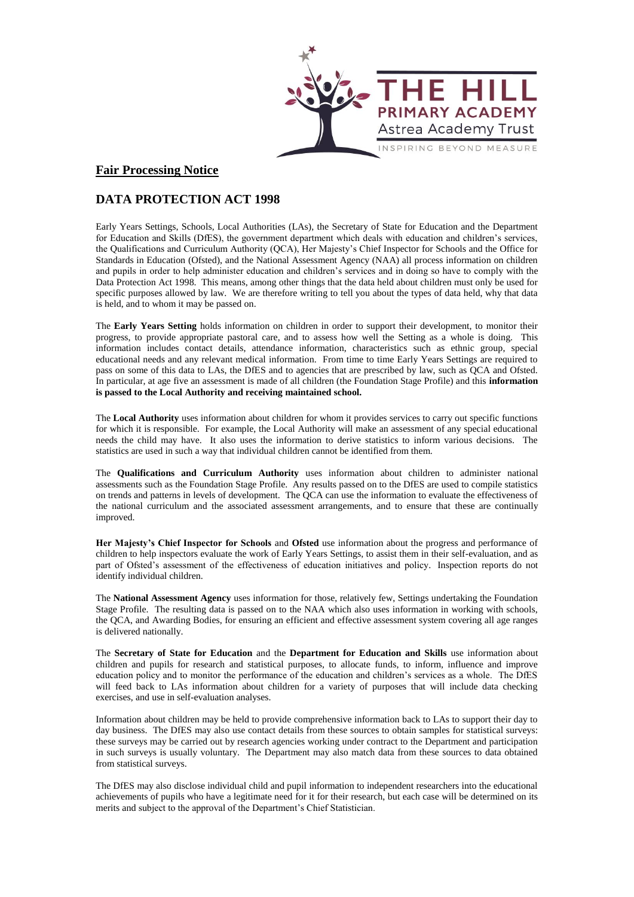THE HILL
PRIMARY ACADEMY
Astrea Academy Trust
INSPIRING BEYOND MEASURE

## Fair Processing Notice

# DATA PROTECTION ACT 1998

Early Years Settings, Schools, Local Authorities (LAs), the Secretary of State for Education and the Department for Education and Skills (DfES), the government department which deals with education and children's services, the Qualifications and Curriculum Authority (QCA), Her Majesty's Chief Inspector for Schools and the Office for Standards in Education (Ofsted), and the National Assessment Agency (NAA) all process information on children and pupils in order to help administer education and children's services and in doing so have to comply with the Data Protection Act 1998. This means, among other things that the data held about children must only be used for specific purposes allowed by law. We are therefore writing to tell you about the types of data held, why that data is held, and to whom it may be passed on.

The **Early Years Setting** holds information on children in order to support their development, to monitor their progress, to provide appropriate pastoral care, and to assess how well the Setting as a whole is doing. This information includes contact details, attendance information, characteristics such as ethnic group, special educational needs and any relevant medical information. From time to time Early Years Settings are required to pass on some of this data to LAs, the DfES and to agencies that are prescribed by law, such as QCA and Ofsted. In particular, at age five an assessment is made of all children (the Foundation Stage Profile) and this **information is passed to the Local Authority and receiving maintained school.**

The **Local Authority** uses information about children for whom it provides services to carry out specific functions for which it is responsible. For example, the Local Authority will make an assessment of any special educational needs the child may have. It also uses the information to derive statistics to inform various decisions. The statistics are used in such a way that individual children cannot be identified from them.

The **Qualifications and Curriculum Authority** uses information about children to administer national assessments such as the Foundation Stage Profile. Any results passed on to the DfES are used to compile statistics on trends and patterns in levels of development. The QCA can use the information to evaluate the effectiveness of the national curriculum and the associated assessment arrangements, and to ensure that these are continually improved.

**Her Majesty's Chief Inspector for Schools** and **Ofsted** use information about the progress and performance of children to help inspectors evaluate the work of Early Years Settings, to assist them in their self-evaluation, and as part of Ofsted's assessment of the effectiveness of education initiatives and policy. Inspection reports do not identify individual children.

The **National Assessment Agency** uses information for those, relatively few, Settings undertaking the Foundation Stage Profile. The resulting data is passed on to the NAA which also uses information in working with schools, the QCA, and Awarding Bodies, for ensuring an efficient and effective assessment system covering all age ranges is delivered nationally.

The **Secretary of State for Education** and the **Department for Education and Skills** use information about children and pupils for research and statistical purposes, to allocate funds, to inform, influence and improve education policy and to monitor the performance of the education and children's services as a whole. The DfES will feed back to LAs information about children for a variety of purposes that will include data checking exercises, and use in self-evaluation analyses.

Information about children may be held to provide comprehensive information back to LAs to support their day to day business. The DfES may also use contact details from these sources to obtain samples for statistical surveys: these surveys may be carried out by research agencies working under contract to the Department and participation in such surveys is usually voluntary. The Department may also match data from these sources to data obtained from statistical surveys.

The DfES may also disclose individual child and pupil information to independent researchers into the educational achievements of pupils who have a legitimate need for it for their research, but each case will be determined on its merits and subject to the approval of the Department's Chief Statistician.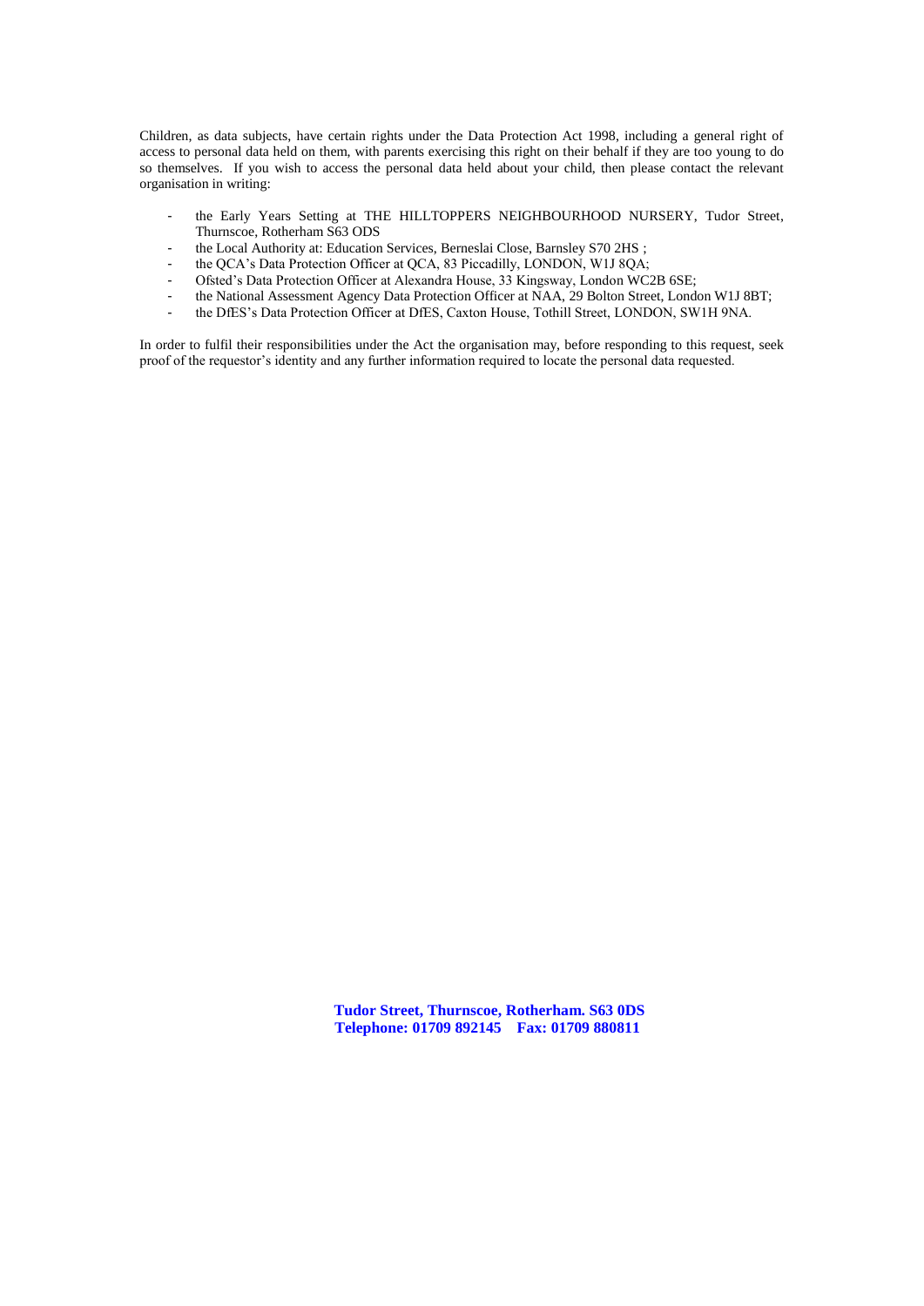Children, as data subjects, have certain rights under the Data Protection Act 1998, including a general right of access to personal data held on them, with parents exercising this right on their behalf if they are too young to do so themselves. If you wish to access the personal data held about your child, then please contact the relevant organisation in writing:

- the Early Years Setting at THE HILLTOPPERS NEIGHBOURHOOD NURSERY, Tudor Street, Thurnscoe, Rotherham S63 ODS
- the Local Authority at: Education Services, Berneslai Close, Barnsley S70 2HS ;
- the QCA's Data Protection Officer at QCA, 83 Piccadilly, LONDON, W1J 8QA;
- Ofsted's Data Protection Officer at Alexandra House, 33 Kingsway, London WC2B 6SE;
- the National Assessment Agency Data Protection Officer at NAA, 29 Bolton Street, London W1J 8BT;
- the DfES's Data Protection Officer at DfES, Caxton House, Tothill Street, LONDON, SW1H 9NA.

In order to fulfil their responsibilities under the Act the organisation may, before responding to this request, seek proof of the requestor's identity and any further information required to locate the personal data requested.